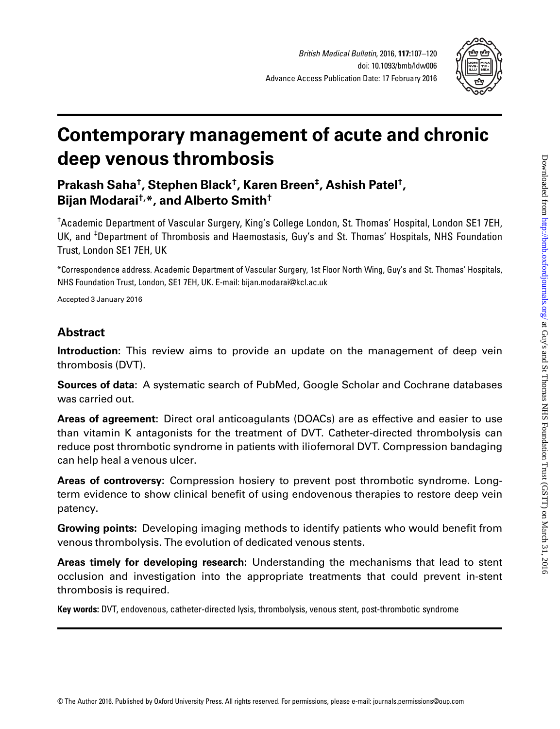# Contemporary management of acute and chronic deep venous thrombosis

**Prakash Saha[†], Stephen Black[†], Karen Breen[‡], Ashish Patel[†], Bijan Modarai[†,*], and Alberto Smith[†]**

[†]Academic Department of Vascular Surgery, King's College London, St. Thomas' Hospital, London SE1 7EH, UK, and [‡]Department of Thrombosis and Haemostasis, Guy's and St. Thomas' Hospitals, NHS Foundation Trust, London SE1 7EH, UK

*Correspondence address. Academic Department of Vascular Surgery, 1st Floor North Wing, Guy's and St. Thomas' Hospitals, NHS Foundation Trust, London, SE1 7EH, UK. E-mail: bijan.modarai@kcl.ac.uk

Accepted 3 January 2016

## Abstract

**Introduction:** This review aims to provide an update on the management of deep vein thrombosis (DVT).

**Sources of data:** A systematic search of PubMed, Google Scholar and Cochrane databases was carried out.

**Areas of agreement:** Direct oral anticoagulants (DOACs) are as effective and easier to use than vitamin K antagonists for the treatment of DVT. Catheter-directed thrombolysis can reduce post thrombotic syndrome in patients with iliofemoral DVT. Compression bandaging can help heal a venous ulcer.

**Areas of controversy:** Compression hosiery to prevent post thrombotic syndrome. Long-term evidence to show clinical benefit of using endovenous therapies to restore deep vein patency.

**Growing points:** Developing imaging methods to identify patients who would benefit from venous thrombolysis. The evolution of dedicated venous stents.

**Areas timely for developing research:** Understanding the mechanisms that lead to stent occlusion and investigation into the appropriate treatments that could prevent in-stent thrombosis is required.

**Key words:** DVT, endovenous, catheter-directed lysis, thrombolysis, venous stent, post-thrombotic syndrome

© The Author 2016. Published by Oxford University Press. All rights reserved. For permissions, please e-mail: journals.permissions@oup.com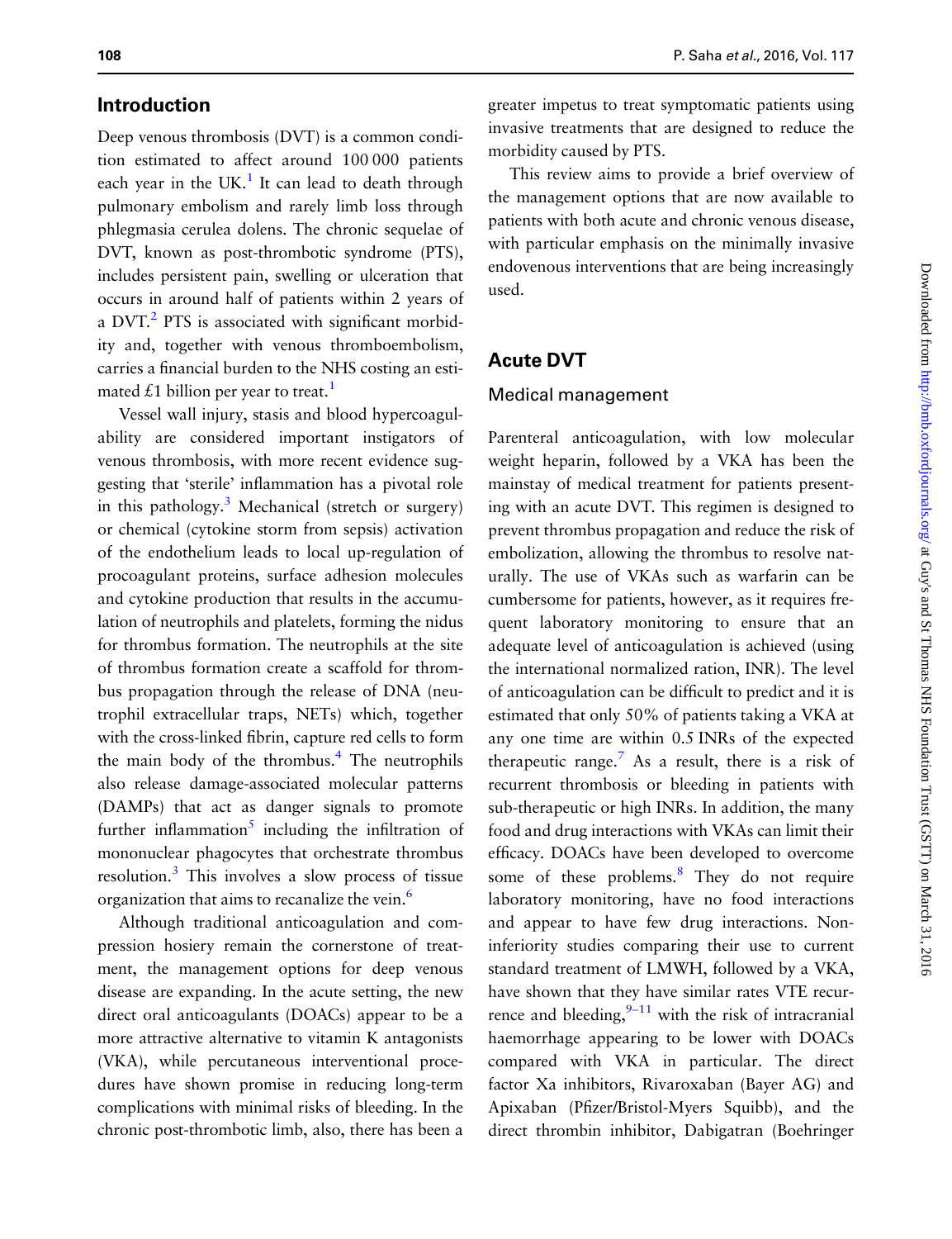## Introduction

Deep venous thrombosis (DVT) is a common condition estimated to affect around 100 000 patients each year in the UK.[1] It can lead to death through pulmonary embolism and rarely limb loss through phlegmasia cerulea dolens. The chronic sequelae of DVT, known as post-thrombotic syndrome (PTS), includes persistent pain, swelling or ulceration that occurs in around half of patients within 2 years of a DVT.[2] PTS is associated with significant morbidity and, together with venous thromboembolism, carries a financial burden to the NHS costing an estimated £1 billion per year to treat.[1]

Vessel wall injury, stasis and blood hypercoagulability are considered important instigators of venous thrombosis, with more recent evidence suggesting that 'sterile' inflammation has a pivotal role in this pathology.[3] Mechanical (stretch or surgery) or chemical (cytokine storm from sepsis) activation of the endothelium leads to local up-regulation of procoagulant proteins, surface adhesion molecules and cytokine production that results in the accumulation of neutrophils and platelets, forming the nidus for thrombus formation. The neutrophils at the site of thrombus formation create a scaffold for thrombus propagation through the release of DNA (neutrophil extracellular traps, NETs) which, together with the cross-linked fibrin, capture red cells to form the main body of the thrombus.[4] The neutrophils also release damage-associated molecular patterns (DAMPs) that act as danger signals to promote further inflammation[5] including the infiltration of mononuclear phagocytes that orchestrate thrombus resolution.[3] This involves a slow process of tissue organization that aims to recanalize the vein.[6]

Although traditional anticoagulation and compression hosiery remain the cornerstone of treatment, the management options for deep venous disease are expanding. In the acute setting, the new direct oral anticoagulants (DOACs) appear to be a more attractive alternative to vitamin K antagonists (VKA), while percutaneous interventional procedures have shown promise in reducing long-term complications with minimal risks of bleeding. In the chronic post-thrombotic limb, also, there has been a greater impetus to treat symptomatic patients using invasive treatments that are designed to reduce the morbidity caused by PTS.

This review aims to provide a brief overview of the management options that are now available to patients with both acute and chronic venous disease, with particular emphasis on the minimally invasive endovenous interventions that are being increasingly used.

## Acute DVT

### Medical management

Parenteral anticoagulation, with low molecular weight heparin, followed by a VKA has been the mainstay of medical treatment for patients presenting with an acute DVT. This regimen is designed to prevent thrombus propagation and reduce the risk of embolization, allowing the thrombus to resolve naturally. The use of VKAs such as warfarin can be cumbersome for patients, however, as it requires frequent laboratory monitoring to ensure that an adequate level of anticoagulation is achieved (using the international normalized ration, INR). The level of anticoagulation can be difficult to predict and it is estimated that only 50% of patients taking a VKA at any one time are within 0.5 INRs of the expected therapeutic range.[7] As a result, there is a risk of recurrent thrombosis or bleeding in patients with sub-therapeutic or high INRs. In addition, the many food and drug interactions with VKAs can limit their efficacy. DOACs have been developed to overcome some of these problems.[8] They do not require laboratory monitoring, have no food interactions and appear to have few drug interactions. Non-inferiority studies comparing their use to current standard treatment of LMWH, followed by a VKA, have shown that they have similar rates VTE recurrence and bleeding,[9–11] with the risk of intracranial haemorrhage appearing to be lower with DOACs compared with VKA in particular. The direct factor Xa inhibitors, Rivaroxaban (Bayer AG) and Apixaban (Pfizer/Bristol-Myers Squibb), and the direct thrombin inhibitor, Dabigatran (Boehringer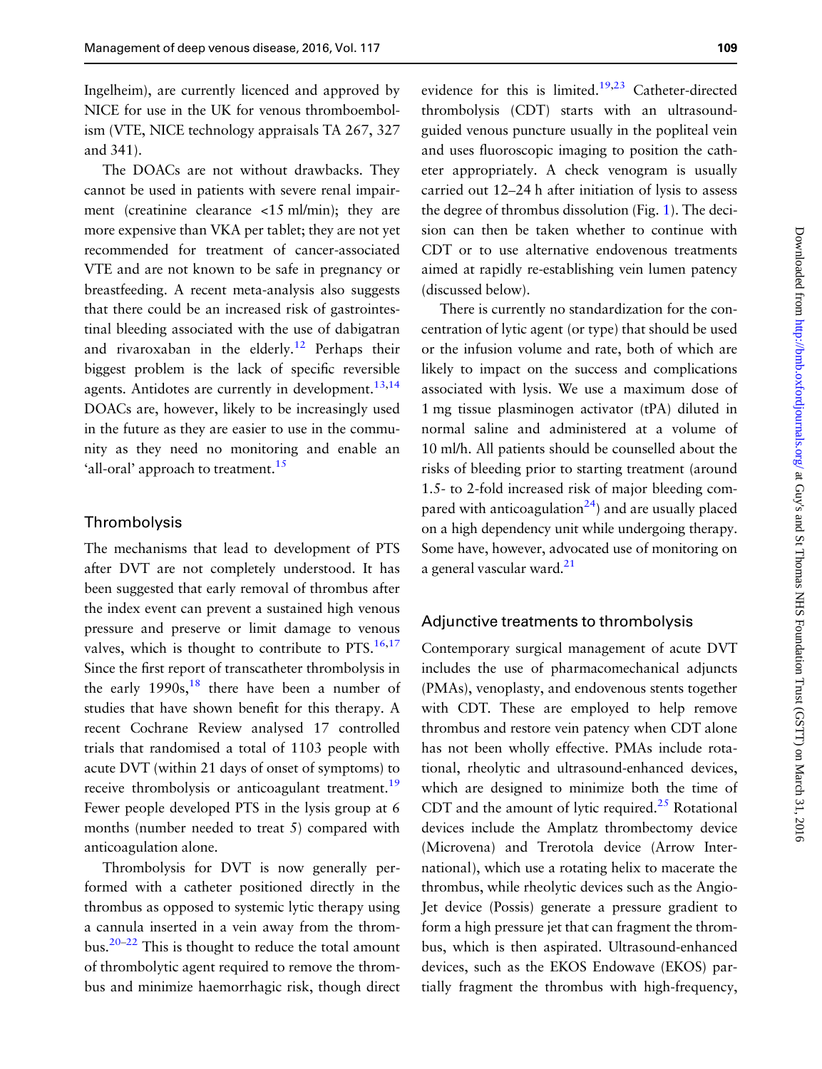Ingelheim), are currently licenced and approved by NICE for use in the UK for venous thromboembolism (VTE, NICE technology appraisals TA 267, 327 and 341).

The DOACs are not without drawbacks. They cannot be used in patients with severe renal impairment (creatinine clearance <15 ml/min); they are more expensive than VKA per tablet; they are not yet recommended for treatment of cancer-associated VTE and are not known to be safe in pregnancy or breastfeeding. A recent meta-analysis also suggests that there could be an increased risk of gastrointestinal bleeding associated with the use of dabigatran and rivaroxaban in the elderly.[12] Perhaps their biggest problem is the lack of specific reversible agents. Antidotes are currently in development.[13,14] DOACs are, however, likely to be increasingly used in the future as they are easier to use in the community as they need no monitoring and enable an 'all-oral' approach to treatment.[15]

## Thrombolysis

The mechanisms that lead to development of PTS after DVT are not completely understood. It has been suggested that early removal of thrombus after the index event can prevent a sustained high venous pressure and preserve or limit damage to venous valves, which is thought to contribute to PTS.[16,17] Since the first report of transcatheter thrombolysis in the early 1990s,[18] there have been a number of studies that have shown benefit for this therapy. A recent Cochrane Review analysed 17 controlled trials that randomised a total of 1103 people with acute DVT (within 21 days of onset of symptoms) to receive thrombolysis or anticoagulant treatment.[19] Fewer people developed PTS in the lysis group at 6 months (number needed to treat 5) compared with anticoagulation alone.

Thrombolysis for DVT is now generally performed with a catheter positioned directly in the thrombus as opposed to systemic lytic therapy using a cannula inserted in a vein away from the thrombus.[20–22] This is thought to reduce the total amount of thrombolytic agent required to remove the thrombus and minimize haemorrhagic risk, though direct evidence for this is limited.[19,23] Catheter-directed thrombolysis (CDT) starts with an ultrasound-guided venous puncture usually in the popliteal vein and uses fluoroscopic imaging to position the catheter appropriately. A check venogram is usually carried out 12–24 h after initiation of lysis to assess the degree of thrombus dissolution (Fig. 1). The decision can then be taken whether to continue with CDT or to use alternative endovenous treatments aimed at rapidly re-establishing vein lumen patency (discussed below).

There is currently no standardization for the concentration of lytic agent (or type) that should be used or the infusion volume and rate, both of which are likely to impact on the success and complications associated with lysis. We use a maximum dose of 1 mg tissue plasminogen activator (tPA) diluted in normal saline and administered at a volume of 10 ml/h. All patients should be counselled about the risks of bleeding prior to starting treatment (around 1.5- to 2-fold increased risk of major bleeding compared with anticoagulation[24]) and are usually placed on a high dependency unit while undergoing therapy. Some have, however, advocated use of monitoring on a general vascular ward.[21]

## Adjunctive treatments to thrombolysis

Contemporary surgical management of acute DVT includes the use of pharmacomechanical adjuncts (PMAs), venoplasty, and endovenous stents together with CDT. These are employed to help remove thrombus and restore vein patency when CDT alone has not been wholly effective. PMAs include rotational, rheolytic and ultrasound-enhanced devices, which are designed to minimize both the time of CDT and the amount of lytic required.[25] Rotational devices include the Amplatz thrombectomy device (Microvena) and Trerotola device (Arrow International), which use a rotating helix to macerate the thrombus, while rheolytic devices such as the AngioJet device (Possis) generate a pressure gradient to form a high pressure jet that can fragment the thrombus, which is then aspirated. Ultrasound-enhanced devices, such as the EKOS Endowave (EKOS) partially fragment the thrombus with high-frequency,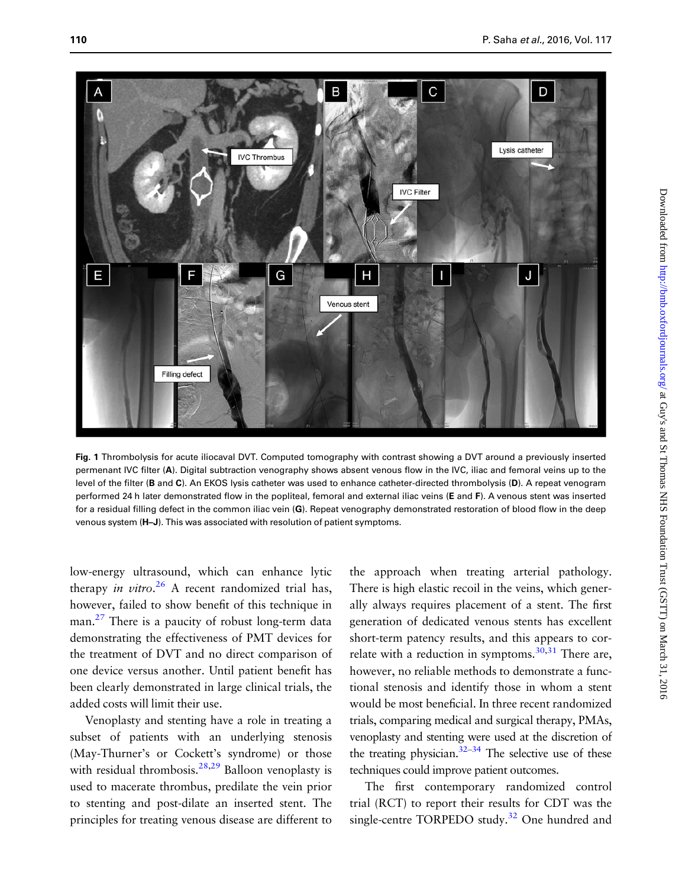Fig. 1 Thrombolysis for acute iliocaval DVT. Computed tomography with contrast showing a DVT around a previously inserted permenant IVC filter (**A**). Digital subtraction venography shows absent venous flow in the IVC, iliac and femoral veins up to the level of the filter (**B** and **C**). An EKOS lysis catheter was used to enhance catheter-directed thrombolysis (**D**). A repeat venogram performed 24 h later demonstrated flow in the popliteal, femoral and external iliac veins (**E** and **F**). A venous stent was inserted for a residual filling defect in the common iliac vein (**G**). Repeat venography demonstrated restoration of blood flow in the deep venous system (**H–J**). This was associated with resolution of patient symptoms.

low-energy ultrasound, which can enhance lytic therapy *in vitro*.[26] A recent randomized trial has, however, failed to show benefit of this technique in man.[27] There is a paucity of robust long-term data demonstrating the effectiveness of PMT devices for the treatment of DVT and no direct comparison of one device versus another. Until patient benefit has been clearly demonstrated in large clinical trials, the added costs will limit their use.

Venoplasty and stenting have a role in treating a subset of patients with an underlying stenosis (May-Thurner's or Cockett's syndrome) or those with residual thrombosis.[28,29] Balloon venoplasty is used to macerate thrombus, predilate the vein prior to stenting and post-dilate an inserted stent. The principles for treating venous disease are different to the approach when treating arterial pathology. There is high elastic recoil in the veins, which generally always requires placement of a stent. The first generation of dedicated venous stents has excellent short-term patency results, and this appears to correlate with a reduction in symptoms.[30,31] There are, however, no reliable methods to demonstrate a functional stenosis and identify those in whom a stent would be most beneficial. In three recent randomized trials, comparing medical and surgical therapy, PMAs, venoplasty and stenting were used at the discretion of the treating physician.[32–34] The selective use of these techniques could improve patient outcomes.

The first contemporary randomized control trial (RCT) to report their results for CDT was the single-centre TORPEDO study.[32] One hundred and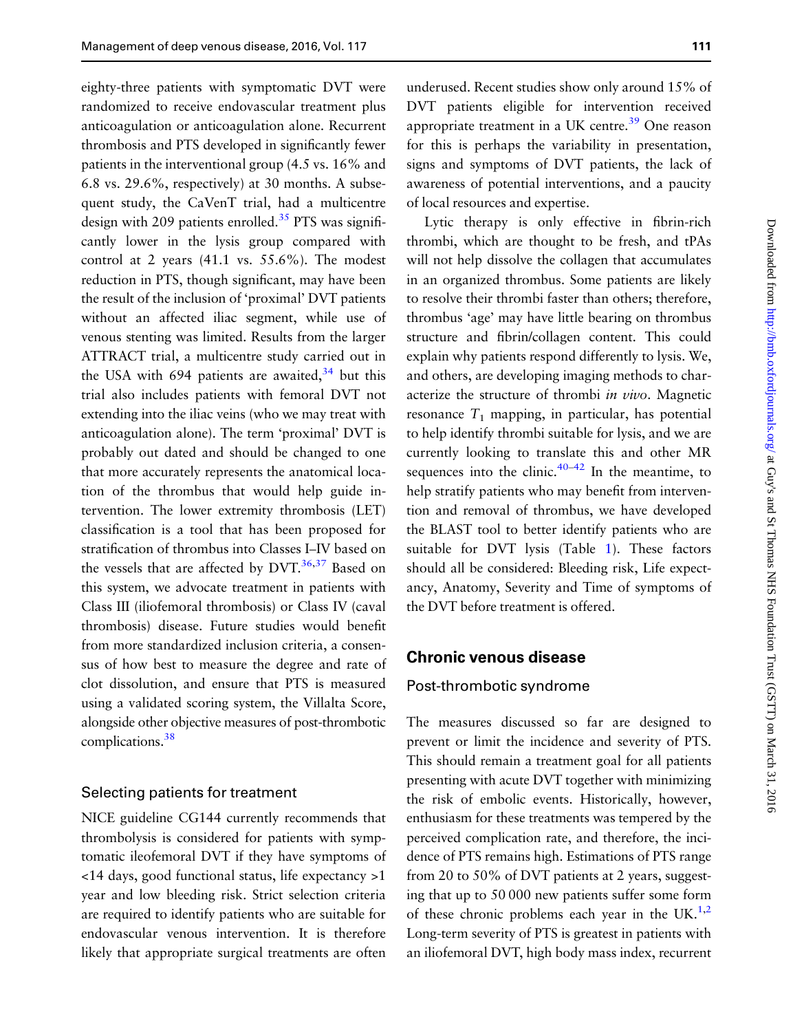eighty-three patients with symptomatic DVT were randomized to receive endovascular treatment plus anticoagulation or anticoagulation alone. Recurrent thrombosis and PTS developed in significantly fewer patients in the interventional group (4.5 vs. 16% and 6.8 vs. 29.6%, respectively) at 30 months. A subsequent study, the CaVenT trial, had a multicentre design with 209 patients enrolled.[35] PTS was significantly lower in the lysis group compared with control at 2 years (41.1 vs. 55.6%). The modest reduction in PTS, though significant, may have been the result of the inclusion of 'proximal' DVT patients without an affected iliac segment, while use of venous stenting was limited. Results from the larger ATTRACT trial, a multicentre study carried out in the USA with 694 patients are awaited,[34] but this trial also includes patients with femoral DVT not extending into the iliac veins (who we may treat with anticoagulation alone). The term 'proximal' DVT is probably out dated and should be changed to one that more accurately represents the anatomical location of the thrombus that would help guide intervention. The lower extremity thrombosis (LET) classification is a tool that has been proposed for stratification of thrombus into Classes I–IV based on the vessels that are affected by DVT.[36,37] Based on this system, we advocate treatment in patients with Class III (iliofemoral thrombosis) or Class IV (caval thrombosis) disease. Future studies would benefit from more standardized inclusion criteria, a consensus of how best to measure the degree and rate of clot dissolution, and ensure that PTS is measured using a validated scoring system, the Villalta Score, alongside other objective measures of post-thrombotic complications.[38]

### Selecting patients for treatment

NICE guideline CG144 currently recommends that thrombolysis is considered for patients with symptomatic ileofemoral DVT if they have symptoms of <14 days, good functional status, life expectancy >1 year and low bleeding risk. Strict selection criteria are required to identify patients who are suitable for endovascular venous intervention. It is therefore likely that appropriate surgical treatments are often underused. Recent studies show only around 15% of DVT patients eligible for intervention received appropriate treatment in a UK centre.[39] One reason for this is perhaps the variability in presentation, signs and symptoms of DVT patients, the lack of awareness of potential interventions, and a paucity of local resources and expertise.

Lytic therapy is only effective in fibrin-rich thrombi, which are thought to be fresh, and tPAs will not help dissolve the collagen that accumulates in an organized thrombus. Some patients are likely to resolve their thrombi faster than others; therefore, thrombus 'age' may have little bearing on thrombus structure and fibrin/collagen content. This could explain why patients respond differently to lysis. We, and others, are developing imaging methods to characterize the structure of thrombi *in vivo*. Magnetic resonance $T_1$ mapping, in particular, has potential to help identify thrombi suitable for lysis, and we are currently looking to translate this and other MR sequences into the clinic.[40–42] In the meantime, to help stratify patients who may benefit from intervention and removal of thrombus, we have developed the BLAST tool to better identify patients who are suitable for DVT lysis (Table 1). These factors should all be considered: Bleeding risk, Life expectancy, Anatomy, Severity and Time of symptoms of the DVT before treatment is offered.

## Chronic venous disease

### Post-thrombotic syndrome

The measures discussed so far are designed to prevent or limit the incidence and severity of PTS. This should remain a treatment goal for all patients presenting with acute DVT together with minimizing the risk of embolic events. Historically, however, enthusiasm for these treatments was tempered by the perceived complication rate, and therefore, the incidence of PTS remains high. Estimations of PTS range from 20 to 50% of DVT patients at 2 years, suggesting that up to 50 000 new patients suffer some form of these chronic problems each year in the UK.[1,2] Long-term severity of PTS is greatest in patients with an iliofemoral DVT, high body mass index, recurrent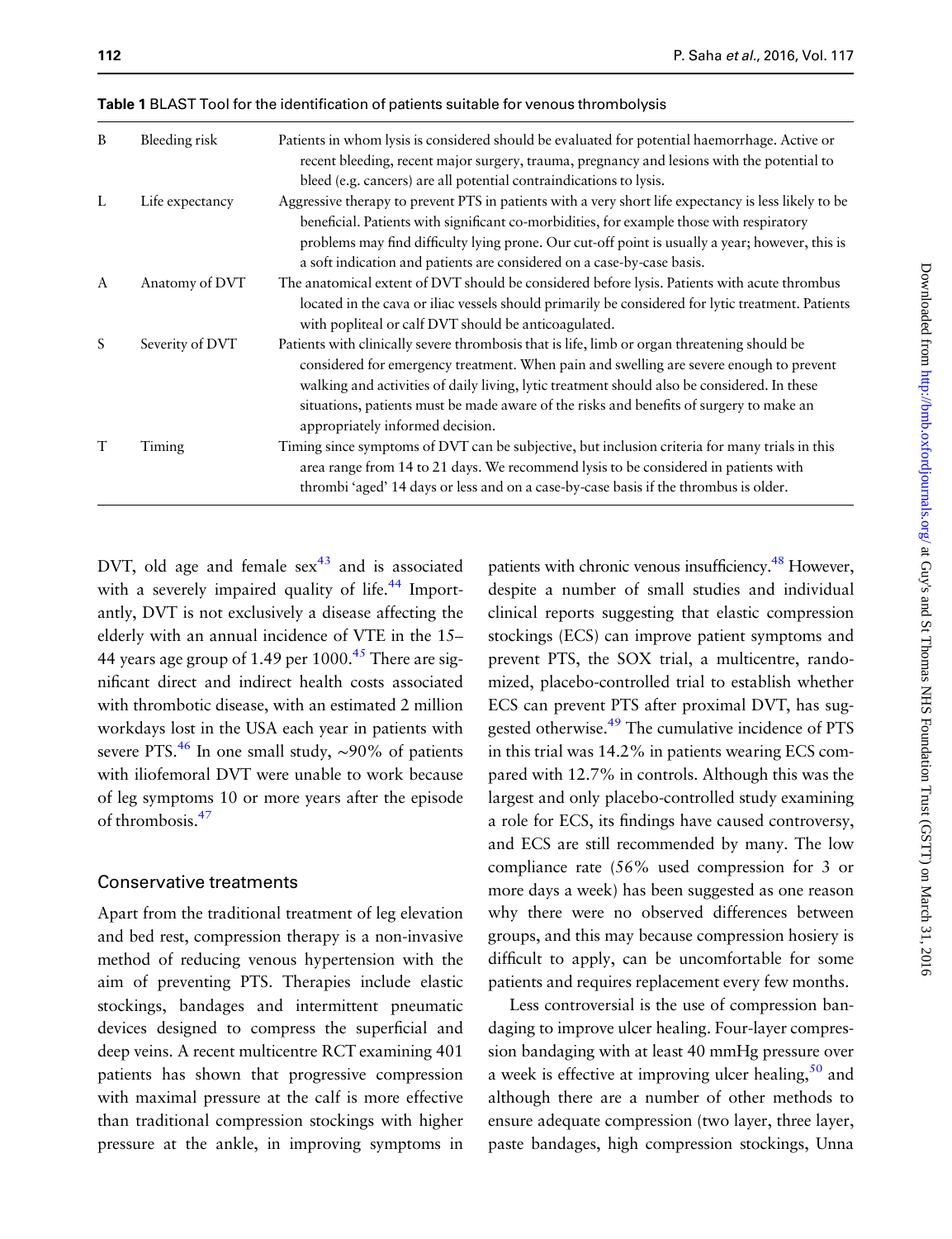**Table 1** BLAST Tool for the identification of patients suitable for venous thrombolysis

| | | |
|---|---|---|
| B | Bleeding risk | Patients in whom lysis is considered should be evaluated for potential haemorrhage. Active or recent bleeding, recent major surgery, trauma, pregnancy and lesions with the potential to bleed (e.g. cancers) are all potential contraindications to lysis. |
| L | Life expectancy | Aggressive therapy to prevent PTS in patients with a very short life expectancy is less likely to be beneficial. Patients with significant co-morbidities, for example those with respiratory problems may find difficulty lying prone. Our cut-off point is usually a year; however, this is a soft indication and patients are considered on a case-by-case basis. |
| A | Anatomy of DVT | The anatomical extent of DVT should be considered before lysis. Patients with acute thrombus located in the cava or iliac vessels should primarily be considered for lytic treatment. Patients with popliteal or calf DVT should be anticoagulated. |
| S | Severity of DVT | Patients with clinically severe thrombosis that is life, limb or organ threatening should be considered for emergency treatment. When pain and swelling are severe enough to prevent walking and activities of daily living, lytic treatment should also be considered. In these situations, patients must be made aware of the risks and benefits of surgery to make an appropriately informed decision. |
| T | Timing | Timing since symptoms of DVT can be subjective, but inclusion criteria for many trials in this area range from 14 to 21 days. We recommend lysis to be considered in patients with thrombi 'aged' 14 days or less and on a case-by-case basis if the thrombus is older. |

DVT, old age and female sex[43] and is associated with a severely impaired quality of life.[44] Importantly, DVT is not exclusively a disease affecting the elderly with an annual incidence of VTE in the 15–44 years age group of 1.49 per 1000.[45] There are significant direct and indirect health costs associated with thrombotic disease, with an estimated 2 million workdays lost in the USA each year in patients with severe PTS.[46] In one small study, ~90% of patients with iliofemoral DVT were unable to work because of leg symptoms 10 or more years after the episode of thrombosis.[47]

## Conservative treatments

Apart from the traditional treatment of leg elevation and bed rest, compression therapy is a non-invasive method of reducing venous hypertension with the aim of preventing PTS. Therapies include elastic stockings, bandages and intermittent pneumatic devices designed to compress the superficial and deep veins. A recent multicentre RCT examining 401 patients has shown that progressive compression with maximal pressure at the calf is more effective than traditional compression stockings with higher pressure at the ankle, in improving symptoms in patients with chronic venous insufficiency.[48] However, despite a number of small studies and individual clinical reports suggesting that elastic compression stockings (ECS) can improve patient symptoms and prevent PTS, the SOX trial, a multicentre, randomized, placebo-controlled trial to establish whether ECS can prevent PTS after proximal DVT, has suggested otherwise.[49] The cumulative incidence of PTS in this trial was 14.2% in patients wearing ECS compared with 12.7% in controls. Although this was the largest and only placebo-controlled study examining a role for ECS, its findings have caused controversy, and ECS are still recommended by many. The low compliance rate (56% used compression for 3 or more days a week) has been suggested as one reason why there were no observed differences between groups, and this may because compression hosiery is difficult to apply, can be uncomfortable for some patients and requires replacement every few months.

Less controversial is the use of compression bandaging to improve ulcer healing. Four-layer compression bandaging with at least 40 mmHg pressure over a week is effective at improving ulcer healing,[50] and although there are a number of other methods to ensure adequate compression (two layer, three layer, paste bandages, high compression stockings, Unna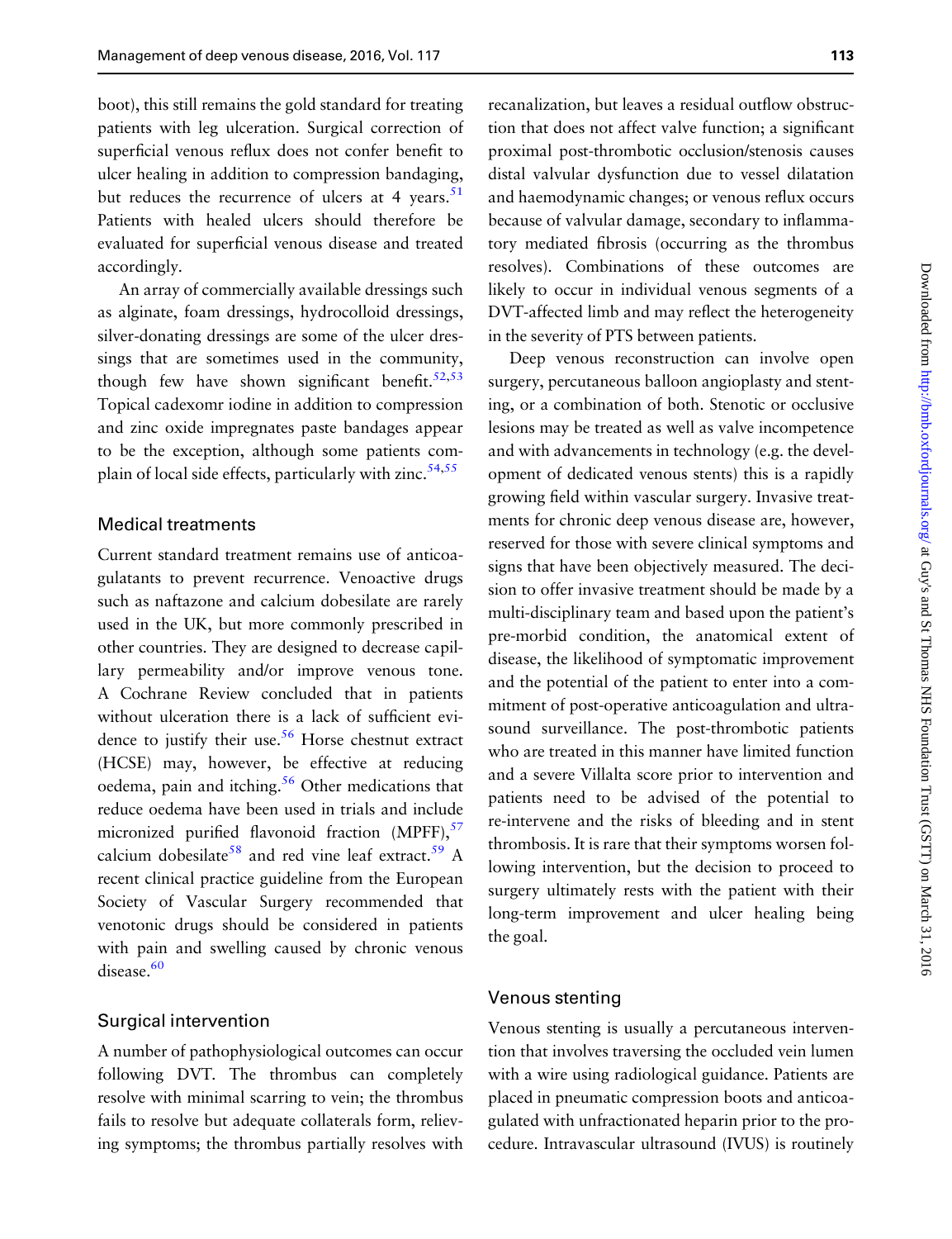boot), this still remains the gold standard for treating patients with leg ulceration. Surgical correction of superficial venous reflux does not confer benefit to ulcer healing in addition to compression bandaging, but reduces the recurrence of ulcers at 4 years.[51] Patients with healed ulcers should therefore be evaluated for superficial venous disease and treated accordingly.

An array of commercially available dressings such as alginate, foam dressings, hydrocolloid dressings, silver-donating dressings are some of the ulcer dressings that are sometimes used in the community, though few have shown significant benefit.[52,53] Topical cadexomr iodine in addition to compression and zinc oxide impregnates paste bandages appear to be the exception, although some patients complain of local side effects, particularly with zinc.[54,55]

## Medical treatments

Current standard treatment remains use of anticoagulatants to prevent recurrence. Venoactive drugs such as naftazone and calcium dobesilate are rarely used in the UK, but more commonly prescribed in other countries. They are designed to decrease capillary permeability and/or improve venous tone. A Cochrane Review concluded that in patients without ulceration there is a lack of sufficient evidence to justify their use.[56] Horse chestnut extract (HCSE) may, however, be effective at reducing oedema, pain and itching.[56] Other medications that reduce oedema have been used in trials and include micronized purified flavonoid fraction (MPFF),[57] calcium dobesilate[58] and red vine leaf extract.[59] A recent clinical practice guideline from the European Society of Vascular Surgery recommended that venotonic drugs should be considered in patients with pain and swelling caused by chronic venous disease.[60]

## Surgical intervention

A number of pathophysiological outcomes can occur following DVT. The thrombus can completely resolve with minimal scarring to vein; the thrombus fails to resolve but adequate collaterals form, relieving symptoms; the thrombus partially resolves with recanalization, but leaves a residual outflow obstruction that does not affect valve function; a significant proximal post-thrombotic occlusion/stenosis causes distal valvular dysfunction due to vessel dilatation and haemodynamic changes; or venous reflux occurs because of valvular damage, secondary to inflammatory mediated fibrosis (occurring as the thrombus resolves). Combinations of these outcomes are likely to occur in individual venous segments of a DVT-affected limb and may reflect the heterogeneity in the severity of PTS between patients.

Deep venous reconstruction can involve open surgery, percutaneous balloon angioplasty and stenting, or a combination of both. Stenotic or occlusive lesions may be treated as well as valve incompetence and with advancements in technology (e.g. the development of dedicated venous stents) this is a rapidly growing field within vascular surgery. Invasive treatments for chronic deep venous disease are, however, reserved for those with severe clinical symptoms and signs that have been objectively measured. The decision to offer invasive treatment should be made by a multi-disciplinary team and based upon the patient's pre-morbid condition, the anatomical extent of disease, the likelihood of symptomatic improvement and the potential of the patient to enter into a commitment of post-operative anticoagulation and ultrasound surveillance. The post-thrombotic patients who are treated in this manner have limited function and a severe Villalta score prior to intervention and patients need to be advised of the potential to re-intervene and the risks of bleeding and in stent thrombosis. It is rare that their symptoms worsen following intervention, but the decision to proceed to surgery ultimately rests with the patient with their long-term improvement and ulcer healing being the goal.

## Venous stenting

Venous stenting is usually a percutaneous intervention that involves traversing the occluded vein lumen with a wire using radiological guidance. Patients are placed in pneumatic compression boots and anticoagulated with unfractionated heparin prior to the procedure. Intravascular ultrasound (IVUS) is routinely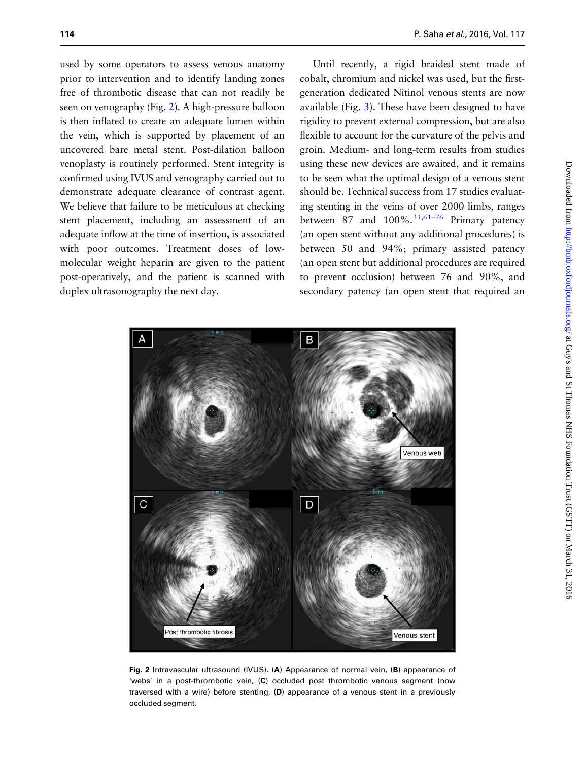used by some operators to assess venous anatomy prior to intervention and to identify landing zones free of thrombotic disease that can not readily be seen on venography (Fig. 2). A high-pressure balloon is then inflated to create an adequate lumen within the vein, which is supported by placement of an uncovered bare metal stent. Post-dilation balloon venoplasty is routinely performed. Stent integrity is confirmed using IVUS and venography carried out to demonstrate adequate clearance of contrast agent. We believe that failure to be meticulous at checking stent placement, including an assessment of an adequate inflow at the time of insertion, is associated with poor outcomes. Treatment doses of low-molecular weight heparin are given to the patient post-operatively, and the patient is scanned with duplex ultrasonography the next day.

Until recently, a rigid braided stent made of cobalt, chromium and nickel was used, but the first-generation dedicated Nitinol venous stents are now available (Fig. 3). These have been designed to have rigidity to prevent external compression, but are also flexible to account for the curvature of the pelvis and groin. Medium- and long-term results from studies using these new devices are awaited, and it remains to be seen what the optimal design of a venous stent should be. Technical success from 17 studies evaluating stenting in the veins of over 2000 limbs, ranges between 87 and 100%.[31,61–76] Primary patency (an open stent without any additional procedures) is between 50 and 94%; primary assisted patency (an open stent but additional procedures are required to prevent occlusion) between 76 and 90%, and secondary patency (an open stent that required an

**Fig. 2** Intravascular ultrasound (IVUS). (**A**) Appearance of normal vein, (**B**) appearance of 'webs' in a post-thrombotic vein, (**C**) occluded post thrombotic venous segment (now traversed with a wire) before stenting, (**D**) appearance of a venous stent in a previously occluded segment.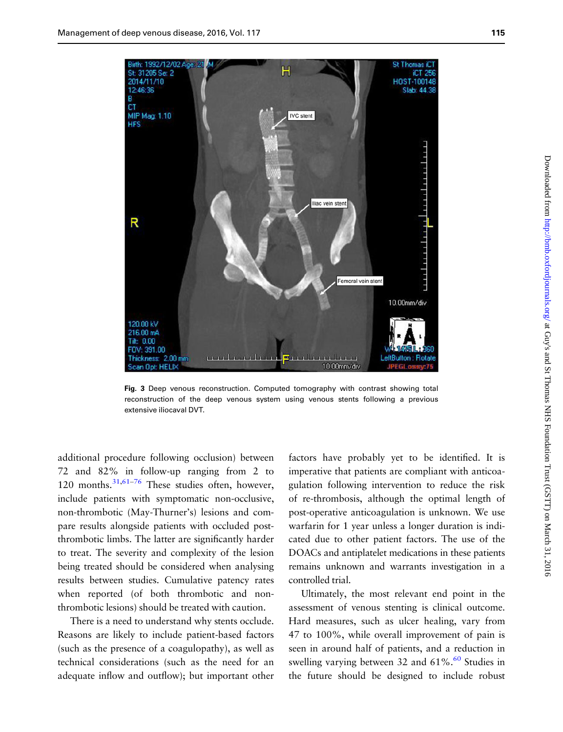Fig. 3 Deep venous reconstruction. Computed tomography with contrast showing total reconstruction of the deep venous system using venous stents following a previous extensive iliocaval DVT.

additional procedure following occlusion) between 72 and 82% in follow-up ranging from 2 to 120 months.[31,61–76] These studies often, however, include patients with symptomatic non-occlusive, non-thrombotic (May-Thurner's) lesions and compare results alongside patients with occluded post-thrombotic limbs. The latter are significantly harder to treat. The severity and complexity of the lesion being treated should be considered when analysing results between studies. Cumulative patency rates when reported (of both thrombotic and non-thrombotic lesions) should be treated with caution.

There is a need to understand why stents occlude. Reasons are likely to include patient-based factors (such as the presence of a coagulopathy), as well as technical considerations (such as the need for an adequate inflow and outflow); but important other factors have probably yet to be identified. It is imperative that patients are compliant with anticoagulation following intervention to reduce the risk of re-thrombosis, although the optimal length of post-operative anticoagulation is unknown. We use warfarin for 1 year unless a longer duration is indicated due to other patient factors. The use of the DOACs and antiplatelet medications in these patients remains unknown and warrants investigation in a controlled trial.

Ultimately, the most relevant end point in the assessment of venous stenting is clinical outcome. Hard measures, such as ulcer healing, vary from 47 to 100%, while overall improvement of pain is seen in around half of patients, and a reduction in swelling varying between 32 and 61%.[60] Studies in the future should be designed to include robust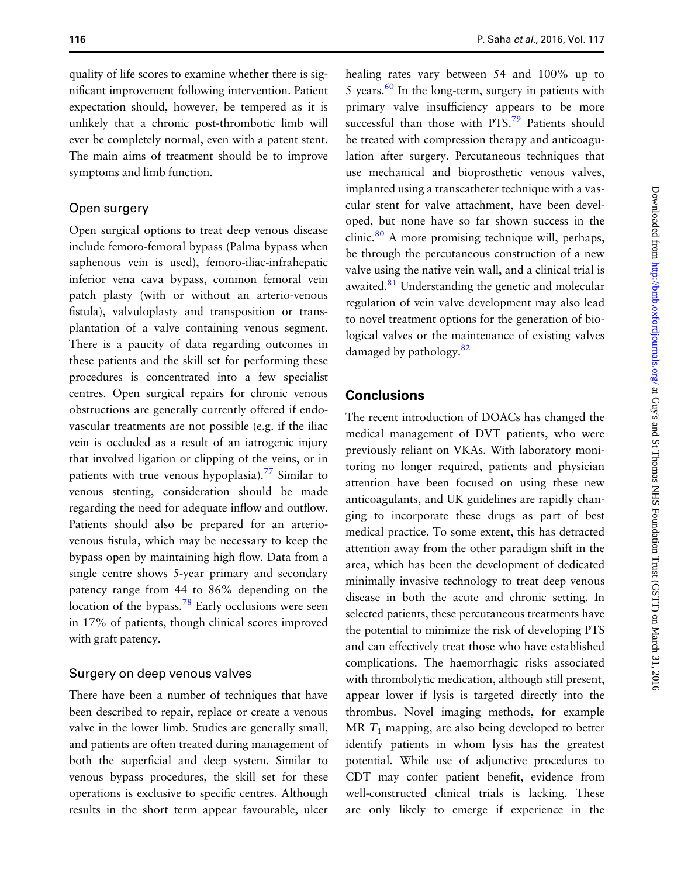quality of life scores to examine whether there is significant improvement following intervention. Patient expectation should, however, be tempered as it is unlikely that a chronic post-thrombotic limb will ever be completely normal, even with a patent stent. The main aims of treatment should be to improve symptoms and limb function.

### Open surgery

Open surgical options to treat deep venous disease include femoro-femoral bypass (Palma bypass when saphenous vein is used), femoro-iliac-infrahepatic inferior vena cava bypass, common femoral vein patch plasty (with or without an arterio-venous fistula), valvuloplasty and transposition or transplantation of a valve containing venous segment. There is a paucity of data regarding outcomes in these patients and the skill set for performing these procedures is concentrated into a few specialist centres. Open surgical repairs for chronic venous obstructions are generally currently offered if endovascular treatments are not possible (e.g. if the iliac vein is occluded as a result of an iatrogenic injury that involved ligation or clipping of the veins, or in patients with true venous hypoplasia).[77] Similar to venous stenting, consideration should be made regarding the need for adequate inflow and outflow. Patients should also be prepared for an arteriovenous fistula, which may be necessary to keep the bypass open by maintaining high flow. Data from a single centre shows 5-year primary and secondary patency range from 44 to 86% depending on the location of the bypass.[78] Early occlusions were seen in 17% of patients, though clinical scores improved with graft patency.

### Surgery on deep venous valves

There have been a number of techniques that have been described to repair, replace or create a venous valve in the lower limb. Studies are generally small, and patients are often treated during management of both the superficial and deep system. Similar to venous bypass procedures, the skill set for these operations is exclusive to specific centres. Although results in the short term appear favourable, ulcer healing rates vary between 54 and 100% up to 5 years.[60] In the long-term, surgery in patients with primary valve insufficiency appears to be more successful than those with PTS.[79] Patients should be treated with compression therapy and anticoagulation after surgery. Percutaneous techniques that use mechanical and bioprosthetic venous valves, implanted using a transcatheter technique with a vascular stent for valve attachment, have been developed, but none have so far shown success in the clinic.[80] A more promising technique will, perhaps, be through the percutaneous construction of a new valve using the native vein wall, and a clinical trial is awaited.[81] Understanding the genetic and molecular regulation of vein valve development may also lead to novel treatment options for the generation of biological valves or the maintenance of existing valves damaged by pathology.[82]

## Conclusions

The recent introduction of DOACs has changed the medical management of DVT patients, who were previously reliant on VKAs. With laboratory monitoring no longer required, patients and physician attention have been focused on using these new anticoagulants, and UK guidelines are rapidly changing to incorporate these drugs as part of best medical practice. To some extent, this has detracted attention away from the other paradigm shift in the area, which has been the development of dedicated minimally invasive technology to treat deep venous disease in both the acute and chronic setting. In selected patients, these percutaneous treatments have the potential to minimize the risk of developing PTS and can effectively treat those who have established complications. The haemorrhagic risks associated with thrombolytic medication, although still present, appear lower if lysis is targeted directly into the thrombus. Novel imaging methods, for example MR $T_1$ mapping, are also being developed to better identify patients in whom lysis has the greatest potential. While use of adjunctive procedures to CDT may confer patient benefit, evidence from well-constructed clinical trials is lacking. These are only likely to emerge if experience in the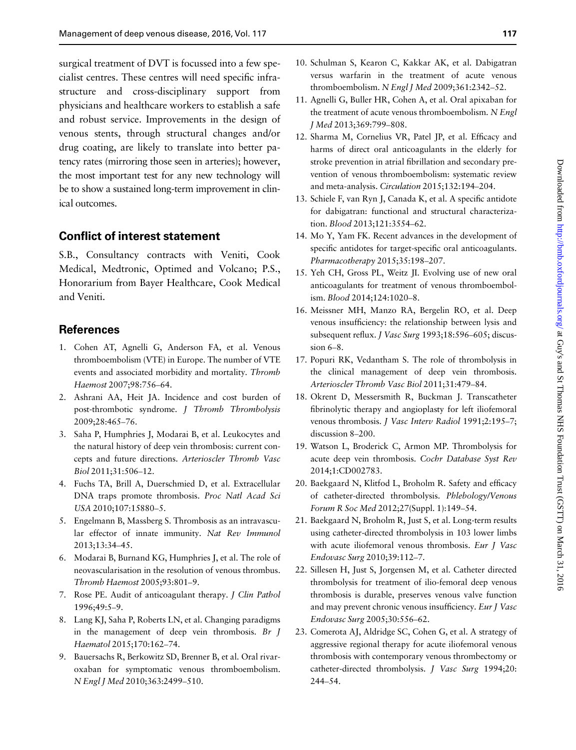surgical treatment of DVT is focussed into a few specialist centres. These centres will need specific infrastructure and cross-disciplinary support from physicians and healthcare workers to establish a safe and robust service. Improvements in the design of venous stents, through structural changes and/or drug coating, are likely to translate into better patency rates (mirroring those seen in arteries); however, the most important test for any new technology will be to show a sustained long-term improvement in clinical outcomes.

## Conflict of interest statement

S.B., Consultancy contracts with Veniti, Cook Medical, Medtronic, Optimed and Volcano; P.S., Honorarium from Bayer Healthcare, Cook Medical and Veniti.

## References

1. Cohen AT, Agnelli G, Anderson FA, et al. Venous thromboembolism (VTE) in Europe. The number of VTE events and associated morbidity and mortality. *Thromb Haemost* 2007;98:756–64.
2. Ashrani AA, Heit JA. Incidence and cost burden of post-thrombotic syndrome. *J Thromb Thrombolysis* 2009;28:465–76.
3. Saha P, Humphries J, Modarai B, et al. Leukocytes and the natural history of deep vein thrombosis: current concepts and future directions. *Arterioscler Thromb Vasc Biol* 2011;31:506–12.
4. Fuchs TA, Brill A, Duerschmied D, et al. Extracellular DNA traps promote thrombosis. *Proc Natl Acad Sci USA* 2010;107:15880–5.
5. Engelmann B, Massberg S. Thrombosis as an intravascular effector of innate immunity. *Nat Rev Immunol* 2013;13:34–45.
6. Modarai B, Burnand KG, Humphries J, et al. The role of neovascularisation in the resolution of venous thrombus. *Thromb Haemost* 2005;93:801–9.
7. Rose PE. Audit of anticoagulant therapy. *J Clin Pathol* 1996;49:5–9.
8. Lang KJ, Saha P, Roberts LN, et al. Changing paradigms in the management of deep vein thrombosis. *Br J Haematol* 2015;170:162–74.
9. Bauersachs R, Berkowitz SD, Brenner B, et al. Oral rivaroxaban for symptomatic venous thromboembolism. *N Engl J Med* 2010;363:2499–510.
10. Schulman S, Kearon C, Kakkar AK, et al. Dabigatran versus warfarin in the treatment of acute venous thromboembolism. *N Engl J Med* 2009;361:2342–52.
11. Agnelli G, Buller HR, Cohen A, et al. Oral apixaban for the treatment of acute venous thromboembolism. *N Engl J Med* 2013;369:799–808.
12. Sharma M, Cornelius VR, Patel JP, et al. Efficacy and harms of direct oral anticoagulants in the elderly for stroke prevention in atrial fibrillation and secondary prevention of venous thromboembolism: systematic review and meta-analysis. *Circulation* 2015;132:194–204.
13. Schiele F, van Ryn J, Canada K, et al. A specific antidote for dabigatran: functional and structural characterization. *Blood* 2013;121:3554–62.
14. Mo Y, Yam FK. Recent advances in the development of specific antidotes for target-specific oral anticoagulants. *Pharmacotherapy* 2015;35:198–207.
15. Yeh CH, Gross PL, Weitz JI. Evolving use of new oral anticoagulants for treatment of venous thromboembolism. *Blood* 2014;124:1020–8.
16. Meissner MH, Manzo RA, Bergelin RO, et al. Deep venous insufficiency: the relationship between lysis and subsequent reflux. *J Vasc Surg* 1993;18:596–605; discussion 6–8.
17. Popuri RK, Vedantham S. The role of thrombolysis in the clinical management of deep vein thrombosis. *Arterioscler Thromb Vasc Biol* 2011;31:479–84.
18. Okrent D, Messersmith R, Buckman J. Transcatheter fibrinolytic therapy and angioplasty for left iliofemoral venous thrombosis. *J Vasc Interv Radiol* 1991;2:195–7; discussion 8–200.
19. Watson L, Broderick C, Armon MP. Thrombolysis for acute deep vein thrombosis. *Cochr Database Syst Rev* 2014;1:CD002783.
20. Baekgaard N, Klitfod L, Broholm R. Safety and efficacy of catheter-directed thrombolysis. *Phlebology/Venous Forum R Soc Med* 2012;27(Suppl. 1):149–54.
21. Baekgaard N, Broholm R, Just S, et al. Long-term results using catheter-directed thrombolysis in 103 lower limbs with acute iliofemoral venous thrombosis. *Eur J Vasc Endovasc Surg* 2010;39:112–7.
22. Sillesen H, Just S, Jorgensen M, et al. Catheter directed thrombolysis for treatment of ilio-femoral deep venous thrombosis is durable, preserves venous valve function and may prevent chronic venous insufficiency. *Eur J Vasc Endovasc Surg* 2005;30:556–62.
23. Comerota AJ, Aldridge SC, Cohen G, et al. A strategy of aggressive regional therapy for acute iliofemoral venous thrombosis with contemporary venous thrombectomy or catheter-directed thrombolysis. *J Vasc Surg* 1994;20: 244–54.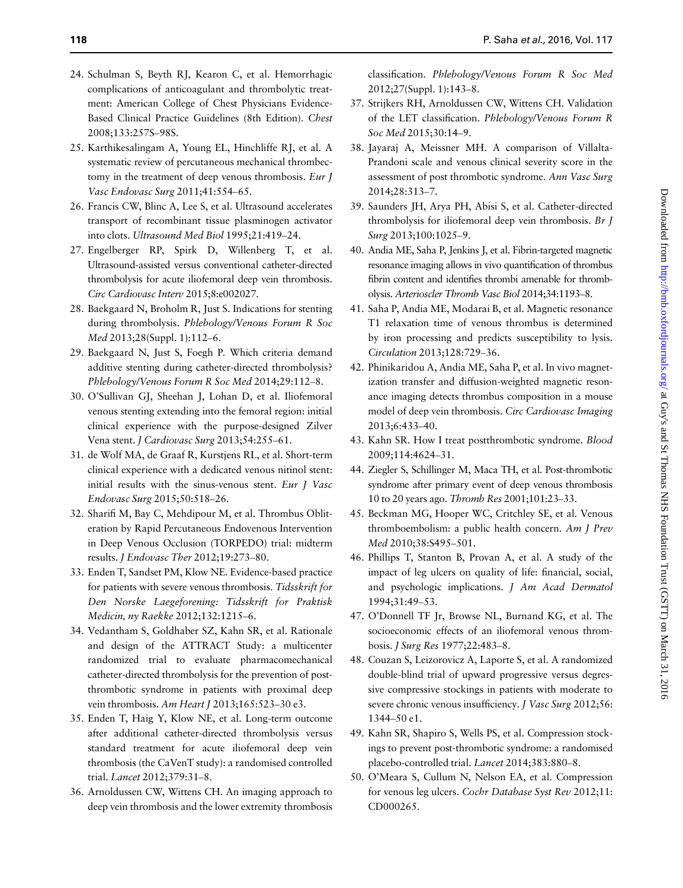24. Schulman S, Beyth RJ, Kearon C, et al. Hemorrhagic complications of anticoagulant and thrombolytic treatment: American College of Chest Physicians Evidence-Based Clinical Practice Guidelines (8th Edition). *Chest* 2008;133:257S–98S.
25. Karthikesalingam A, Young EL, Hinchliffe RJ, et al. A systematic review of percutaneous mechanical thrombectomy in the treatment of deep venous thrombosis. *Eur J Vasc Endovasc Surg* 2011;41:554–65.
26. Francis CW, Blinc A, Lee S, et al. Ultrasound accelerates transport of recombinant tissue plasminogen activator into clots. *Ultrasound Med Biol* 1995;21:419–24.
27. Engelberger RP, Spirk D, Willenberg T, et al. Ultrasound-assisted versus conventional catheter-directed thrombolysis for acute iliofemoral deep vein thrombosis. *Circ Cardiovasc Interv* 2015;8:e002027.
28. Baekgaard N, Broholm R, Just S. Indications for stenting during thrombolysis. *Phlebology/Venous Forum R Soc Med* 2013;28(Suppl. 1):112–6.
29. Baekgaard N, Just S, Foegh P. Which criteria demand additive stenting during catheter-directed thrombolysis? *Phlebology/Venous Forum R Soc Med* 2014;29:112–8.
30. O'Sullivan GJ, Sheehan J, Lohan D, et al. Iliofemoral venous stenting extending into the femoral region: initial clinical experience with the purpose-designed Zilver Vena stent. *J Cardiovasc Surg* 2013;54:255–61.
31. de Wolf MA, de Graaf R, Kurstjens RL, et al. Short-term clinical experience with a dedicated venous nitinol stent: initial results with the sinus-venous stent. *Eur J Vasc Endovasc Surg* 2015;50:518–26.
32. Sharifi M, Bay C, Mehdipour M, et al. Thrombus Obliteration by Rapid Percutaneous Endovenous Intervention in Deep Venous Occlusion (TORPEDO) trial: midterm results. *J Endovasc Ther* 2012;19:273–80.
33. Enden T, Sandset PM, Klow NE. Evidence-based practice for patients with severe venous thrombosis. *Tidsskrift for Den Norske Laegeforening: Tidsskrift for Praktisk Medicin, ny Raekke* 2012;132:1215–6.
34. Vedantham S, Goldhaber SZ, Kahn SR, et al. Rationale and design of the ATTRACT Study: a multicenter randomized trial to evaluate pharmacomechanical catheter-directed thrombolysis for the prevention of post-thrombotic syndrome in patients with proximal deep vein thrombosis. *Am Heart J* 2013;165:523–30 e3.
35. Enden T, Haig Y, Klow NE, et al. Long-term outcome after additional catheter-directed thrombolysis versus standard treatment for acute iliofemoral deep vein thrombosis (the CaVenT study): a randomised controlled trial. *Lancet* 2012;379:31–8.
36. Arnoldussen CW, Wittens CH. An imaging approach to deep vein thrombosis and the lower extremity thrombosis classification. *Phlebology/Venous Forum R Soc Med* 2012;27(Suppl. 1):143–8.
37. Strijkers RH, Arnoldussen CW, Wittens CH. Validation of the LET classification. *Phlebology/Venous Forum R Soc Med* 2015;30:14–9.
38. Jayaraj A, Meissner MH. A comparison of Villalta-Prandoni scale and venous clinical severity score in the assessment of post thrombotic syndrome. *Ann Vasc Surg* 2014;28:313–7.
39. Saunders JH, Arya PH, Abisi S, et al. Catheter-directed thrombolysis for iliofemoral deep vein thrombosis. *Br J Surg* 2013;100:1025–9.
40. Andia ME, Saha P, Jenkins J, et al. Fibrin-targeted magnetic resonance imaging allows in vivo quantification of thrombus fibrin content and identifies thrombi amenable for thrombolysis. *Arterioscler Thromb Vasc Biol* 2014;34:1193–8.
41. Saha P, Andia ME, Modarai B, et al. Magnetic resonance T1 relaxation time of venous thrombus is determined by iron processing and predicts susceptibility to lysis. *Circulation* 2013;128:729–36.
42. Phinikaridou A, Andia ME, Saha P, et al. In vivo magnetization transfer and diffusion-weighted magnetic resonance imaging detects thrombus composition in a mouse model of deep vein thrombosis. *Circ Cardiovasc Imaging* 2013;6:433–40.
43. Kahn SR. How I treat postthrombotic syndrome. *Blood* 2009;114:4624–31.
44. Ziegler S, Schillinger M, Maca TH, et al. Post-thrombotic syndrome after primary event of deep venous thrombosis 10 to 20 years ago. *Thromb Res* 2001;101:23–33.
45. Beckman MG, Hooper WC, Critchley SE, et al. Venous thromboembolism: a public health concern. *Am J Prev Med* 2010;38:S495–501.
46. Phillips T, Stanton B, Provan A, et al. A study of the impact of leg ulcers on quality of life: financial, social, and psychologic implications. *J Am Acad Dermatol* 1994;31:49–53.
47. O'Donnell TF Jr, Browse NL, Burnand KG, et al. The socioeconomic effects of an iliofemoral venous thrombosis. *J Surg Res* 1977;22:483–8.
48. Couzan S, Leizorovicz A, Laporte S, et al. A randomized double-blind trial of upward progressive versus degressive compressive stockings in patients with moderate to severe chronic venous insufficiency. *J Vasc Surg* 2012;56: 1344–50 e1.
49. Kahn SR, Shapiro S, Wells PS, et al. Compression stockings to prevent post-thrombotic syndrome: a randomised placebo-controlled trial. *Lancet* 2014;383:880–8.
50. O'Meara S, Cullum N, Nelson EA, et al. Compression for venous leg ulcers. *Cochr Database Syst Rev* 2012;11: CD000265.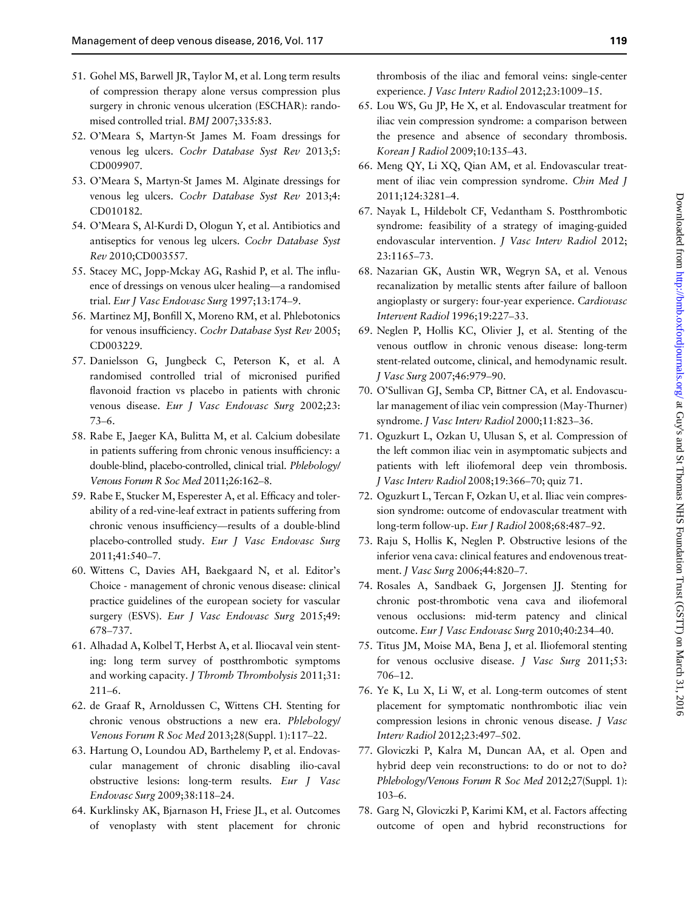51. Gohel MS, Barwell JR, Taylor M, et al. Long term results of compression therapy alone versus compression plus surgery in chronic venous ulceration (ESCHAR): randomised controlled trial. *BMJ* 2007;335:83.
52. O'Meara S, Martyn-St James M. Foam dressings for venous leg ulcers. *Cochr Database Syst Rev* 2013;5: CD009907.
53. O'Meara S, Martyn-St James M. Alginate dressings for venous leg ulcers. *Cochr Database Syst Rev* 2013;4: CD010182.
54. O'Meara S, Al-Kurdi D, Ologun Y, et al. Antibiotics and antiseptics for venous leg ulcers. *Cochr Database Syst Rev* 2010;CD003557.
55. Stacey MC, Jopp-Mckay AG, Rashid P, et al. The influence of dressings on venous ulcer healing—a randomised trial. *Eur J Vasc Endovasc Surg* 1997;13:174–9.
56. Martinez MJ, Bonfill X, Moreno RM, et al. Phlebotonics for venous insufficiency. *Cochr Database Syst Rev* 2005; CD003229.
57. Danielsson G, Jungbeck C, Peterson K, et al. A randomised controlled trial of micronised purified flavonoid fraction vs placebo in patients with chronic venous disease. *Eur J Vasc Endovasc Surg* 2002;23: 73–6.
58. Rabe E, Jaeger KA, Bulitta M, et al. Calcium dobesilate in patients suffering from chronic venous insufficiency: a double-blind, placebo-controlled, clinical trial. *Phlebology/ Venous Forum R Soc Med* 2011;26:162–8.
59. Rabe E, Stucker M, Esperester A, et al. Efficacy and tolerability of a red-vine-leaf extract in patients suffering from chronic venous insufficiency—results of a double-blind placebo-controlled study. *Eur J Vasc Endovasc Surg* 2011;41:540–7.
60. Wittens C, Davies AH, Baekgaard N, et al. Editor's Choice - management of chronic venous disease: clinical practice guidelines of the european society for vascular surgery (ESVS). *Eur J Vasc Endovasc Surg* 2015;49: 678–737.
61. Alhadad A, Kolbel T, Herbst A, et al. Iliocaval vein stenting: long term survey of postthrombotic symptoms and working capacity. *J Thromb Thrombolysis* 2011;31: 211–6.
62. de Graaf R, Arnoldussen C, Wittens CH. Stenting for chronic venous obstructions a new era. *Phlebology/ Venous Forum R Soc Med* 2013;28(Suppl. 1):117–22.
63. Hartung O, Loundou AD, Barthelemy P, et al. Endovascular management of chronic disabling ilio-caval obstructive lesions: long-term results. *Eur J Vasc Endovasc Surg* 2009;38:118–24.
64. Kurklinsky AK, Bjarnason H, Friese JL, et al. Outcomes of venoplasty with stent placement for chronic thrombosis of the iliac and femoral veins: single-center experience. *J Vasc Interv Radiol* 2012;23:1009–15.
65. Lou WS, Gu JP, He X, et al. Endovascular treatment for iliac vein compression syndrome: a comparison between the presence and absence of secondary thrombosis. *Korean J Radiol* 2009;10:135–43.
66. Meng QY, Li XQ, Qian AM, et al. Endovascular treatment of iliac vein compression syndrome. *Chin Med J* 2011;124:3281–4.
67. Nayak L, Hildebolt CF, Vedantham S. Postthrombotic syndrome: feasibility of a strategy of imaging-guided endovascular intervention. *J Vasc Interv Radiol* 2012; 23:1165–73.
68. Nazarian GK, Austin WR, Wegryn SA, et al. Venous recanalization by metallic stents after failure of balloon angioplasty or surgery: four-year experience. *Cardiovasc Intervent Radiol* 1996;19:227–33.
69. Neglen P, Hollis KC, Olivier J, et al. Stenting of the venous outflow in chronic venous disease: long-term stent-related outcome, clinical, and hemodynamic result. *J Vasc Surg* 2007;46:979–90.
70. O'Sullivan GJ, Semba CP, Bittner CA, et al. Endovascular management of iliac vein compression (May-Thurner) syndrome. *J Vasc Interv Radiol* 2000;11:823–36.
71. Oguzkurt L, Ozkan U, Ulusan S, et al. Compression of the left common iliac vein in asymptomatic subjects and patients with left iliofemoral deep vein thrombosis. *J Vasc Interv Radiol* 2008;19:366–70; quiz 71.
72. Oguzkurt L, Tercan F, Ozkan U, et al. Iliac vein compression syndrome: outcome of endovascular treatment with long-term follow-up. *Eur J Radiol* 2008;68:487–92.
73. Raju S, Hollis K, Neglen P. Obstructive lesions of the inferior vena cava: clinical features and endovenous treatment. *J Vasc Surg* 2006;44:820–7.
74. Rosales A, Sandbaek G, Jorgensen JJ. Stenting for chronic post-thrombotic vena cava and iliofemoral venous occlusions: mid-term patency and clinical outcome. *Eur J Vasc Endovasc Surg* 2010;40:234–40.
75. Titus JM, Moise MA, Bena J, et al. Iliofemoral stenting for venous occlusive disease. *J Vasc Surg* 2011;53: 706–12.
76. Ye K, Lu X, Li W, et al. Long-term outcomes of stent placement for symptomatic nonthrombotic iliac vein compression lesions in chronic venous disease. *J Vasc Interv Radiol* 2012;23:497–502.
77. Gloviczki P, Kalra M, Duncan AA, et al. Open and hybrid deep vein reconstructions: to do or not to do? *Phlebology/Venous Forum R Soc Med* 2012;27(Suppl. 1): 103–6.
78. Garg N, Gloviczki P, Karimi KM, et al. Factors affecting outcome of open and hybrid reconstructions for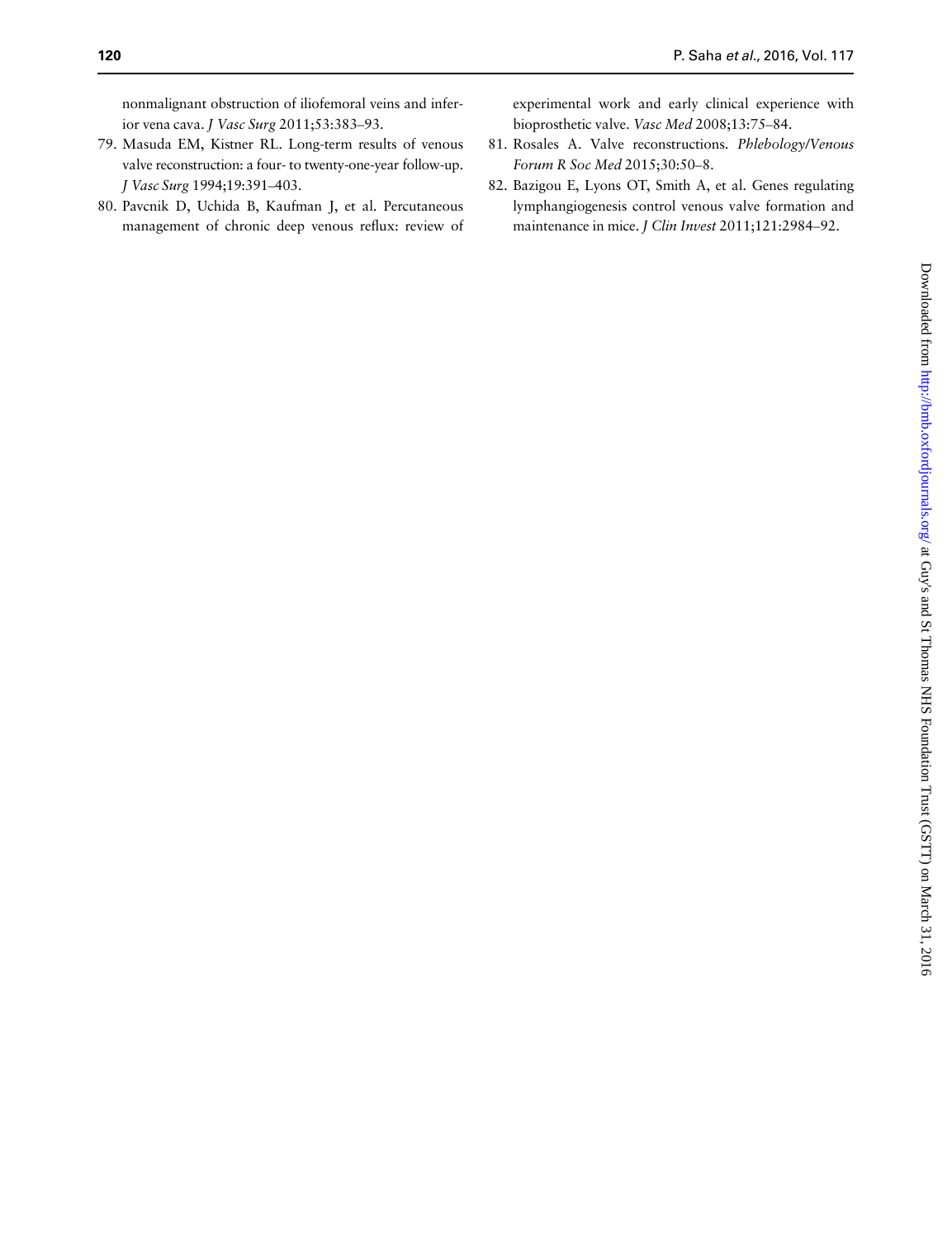nonmalignant obstruction of iliofemoral veins and inferior vena cava. *J Vasc Surg* 2011;53:383–93.

79. Masuda EM, Kistner RL. Long-term results of venous valve reconstruction: a four- to twenty-one-year follow-up. *J Vasc Surg* 1994;19:391–403.
80. Pavcnik D, Uchida B, Kaufman J, et al. Percutaneous management of chronic deep venous reflux: review of experimental work and early clinical experience with bioprosthetic valve. *Vasc Med* 2008;13:75–84.
81. Rosales A. Valve reconstructions. *Phlebology/Venous Forum R Soc Med* 2015;30:50–8.
82. Bazigou E, Lyons OT, Smith A, et al. Genes regulating lymphangiogenesis control venous valve formation and maintenance in mice. *J Clin Invest* 2011;121:2984–92.